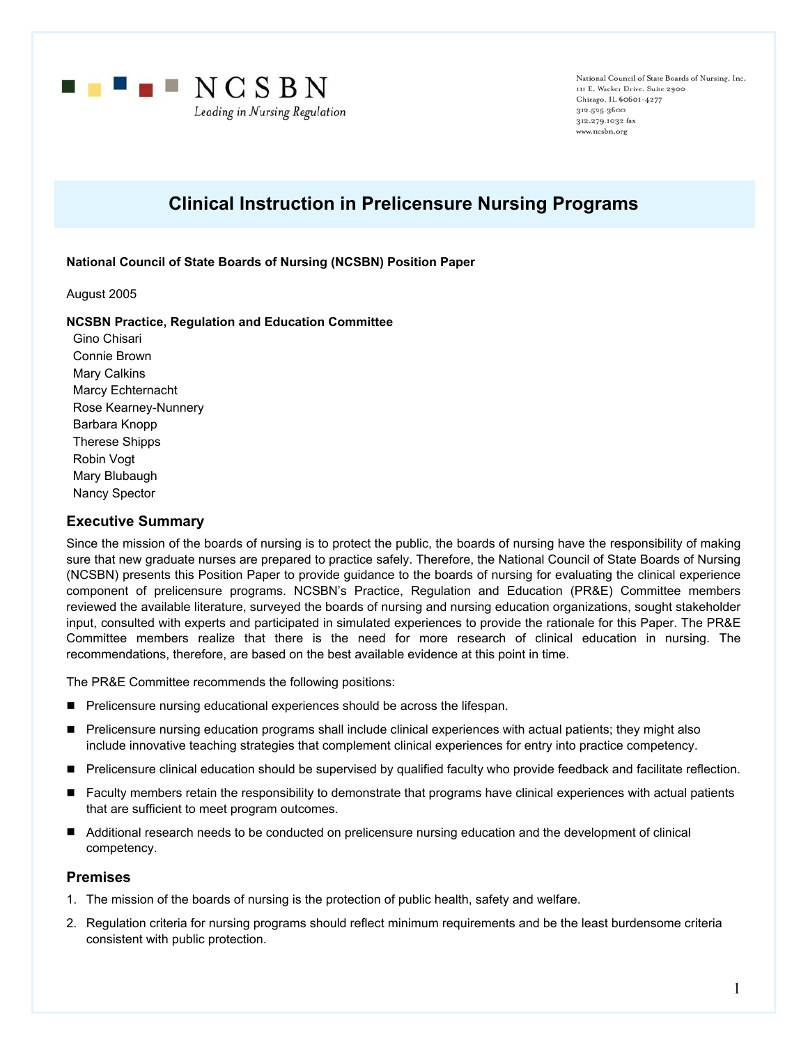NCSBN
*Leading in Nursing Regulation*

National Council of State Boards of Nursing, Inc.
111 E. Wacker Drive, Suite 2900
Chicago, IL 60601-4277
312.525.3600
312.279.1032 fax
www.ncsbn.org

# Clinical Instruction in Prelicensure Nursing Programs

**National Council of State Boards of Nursing (NCSBN) Position Paper**

August 2005

**NCSBN Practice, Regulation and Education Committee**

Gino Chisari
Connie Brown
Mary Calkins
Marcy Echternacht
Rose Kearney-Nunnery
Barbara Knopp
Therese Shipps
Robin Vogt
Mary Blubaugh
Nancy Spector

## Executive Summary

Since the mission of the boards of nursing is to protect the public, the boards of nursing have the responsibility of making sure that new graduate nurses are prepared to practice safely. Therefore, the National Council of State Boards of Nursing (NCSBN) presents this Position Paper to provide guidance to the boards of nursing for evaluating the clinical experience component of prelicensure programs. NCSBN's Practice, Regulation and Education (PR&E) Committee members reviewed the available literature, surveyed the boards of nursing and nursing education organizations, sought stakeholder input, consulted with experts and participated in simulated experiences to provide the rationale for this Paper. The PR&E Committee members realize that there is the need for more research of clinical education in nursing. The recommendations, therefore, are based on the best available evidence at this point in time.

The PR&E Committee recommends the following positions:

- Prelicensure nursing educational experiences should be across the lifespan.
- Prelicensure nursing education programs shall include clinical experiences with actual patients; they might also include innovative teaching strategies that complement clinical experiences for entry into practice competency.
- Prelicensure clinical education should be supervised by qualified faculty who provide feedback and facilitate reflection.
- Faculty members retain the responsibility to demonstrate that programs have clinical experiences with actual patients that are sufficient to meet program outcomes.
- Additional research needs to be conducted on prelicensure nursing education and the development of clinical competency.

## Premises

1. The mission of the boards of nursing is the protection of public health, safety and welfare.
2. Regulation criteria for nursing programs should reflect minimum requirements and be the least burdensome criteria consistent with public protection.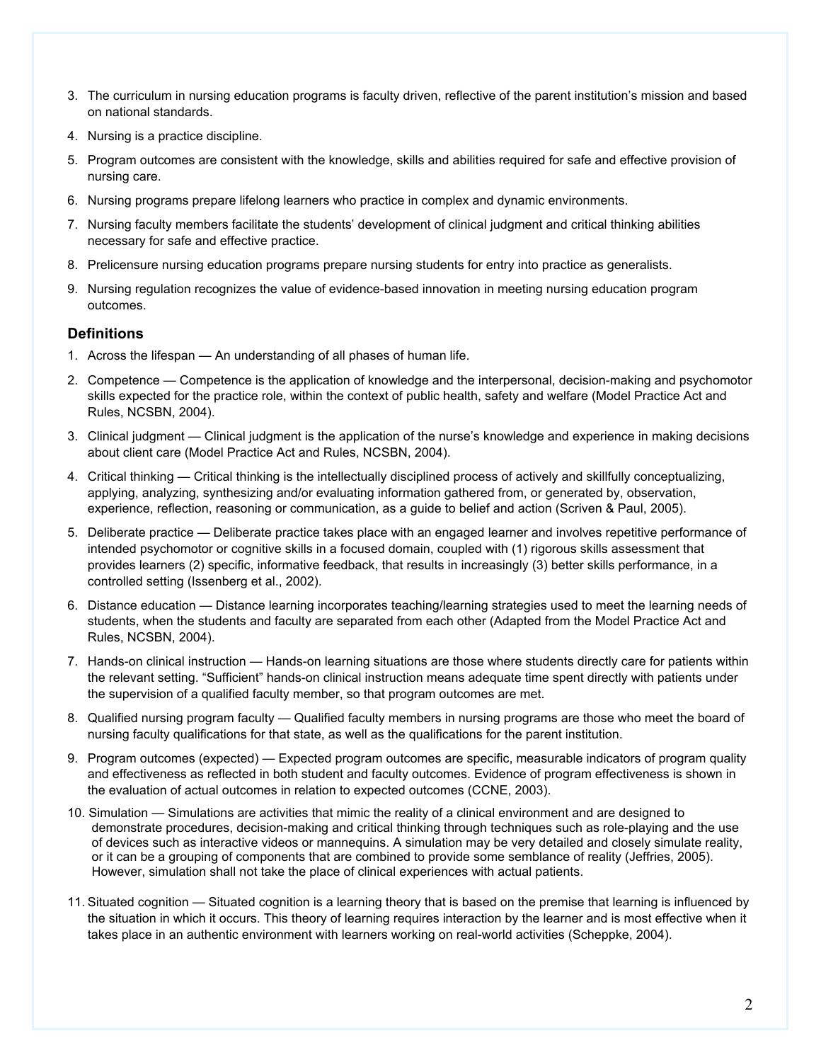3. The curriculum in nursing education programs is faculty driven, reflective of the parent institution's mission and based on national standards.
4. Nursing is a practice discipline.
5. Program outcomes are consistent with the knowledge, skills and abilities required for safe and effective provision of nursing care.
6. Nursing programs prepare lifelong learners who practice in complex and dynamic environments.
7. Nursing faculty members facilitate the students' development of clinical judgment and critical thinking abilities necessary for safe and effective practice.
8. Prelicensure nursing education programs prepare nursing students for entry into practice as generalists.
9. Nursing regulation recognizes the value of evidence-based innovation in meeting nursing education program outcomes.

### Definitions

1. Across the lifespan — An understanding of all phases of human life.
2. Competence — Competence is the application of knowledge and the interpersonal, decision-making and psychomotor skills expected for the practice role, within the context of public health, safety and welfare (Model Practice Act and Rules, NCSBN, 2004).
3. Clinical judgment — Clinical judgment is the application of the nurse's knowledge and experience in making decisions about client care (Model Practice Act and Rules, NCSBN, 2004).
4. Critical thinking — Critical thinking is the intellectually disciplined process of actively and skillfully conceptualizing, applying, analyzing, synthesizing and/or evaluating information gathered from, or generated by, observation, experience, reflection, reasoning or communication, as a guide to belief and action (Scriven & Paul, 2005).
5. Deliberate practice — Deliberate practice takes place with an engaged learner and involves repetitive performance of intended psychomotor or cognitive skills in a focused domain, coupled with (1) rigorous skills assessment that provides learners (2) specific, informative feedback, that results in increasingly (3) better skills performance, in a controlled setting (Issenberg et al., 2002).
6. Distance education — Distance learning incorporates teaching/learning strategies used to meet the learning needs of students, when the students and faculty are separated from each other (Adapted from the Model Practice Act and Rules, NCSBN, 2004).
7. Hands-on clinical instruction — Hands-on learning situations are those where students directly care for patients within the relevant setting. "Sufficient" hands-on clinical instruction means adequate time spent directly with patients under the supervision of a qualified faculty member, so that program outcomes are met.
8. Qualified nursing program faculty — Qualified faculty members in nursing programs are those who meet the board of nursing faculty qualifications for that state, as well as the qualifications for the parent institution.
9. Program outcomes (expected) — Expected program outcomes are specific, measurable indicators of program quality and effectiveness as reflected in both student and faculty outcomes. Evidence of program effectiveness is shown in the evaluation of actual outcomes in relation to expected outcomes (CCNE, 2003).
10. Simulation — Simulations are activities that mimic the reality of a clinical environment and are designed to demonstrate procedures, decision-making and critical thinking through techniques such as role-playing and the use of devices such as interactive videos or mannequins. A simulation may be very detailed and closely simulate reality, or it can be a grouping of components that are combined to provide some semblance of reality (Jeffries, 2005). However, simulation shall not take the place of clinical experiences with actual patients.
11. Situated cognition — Situated cognition is a learning theory that is based on the premise that learning is influenced by the situation in which it occurs. This theory of learning requires interaction by the learner and is most effective when it takes place in an authentic environment with learners working on real-world activities (Scheppke, 2004).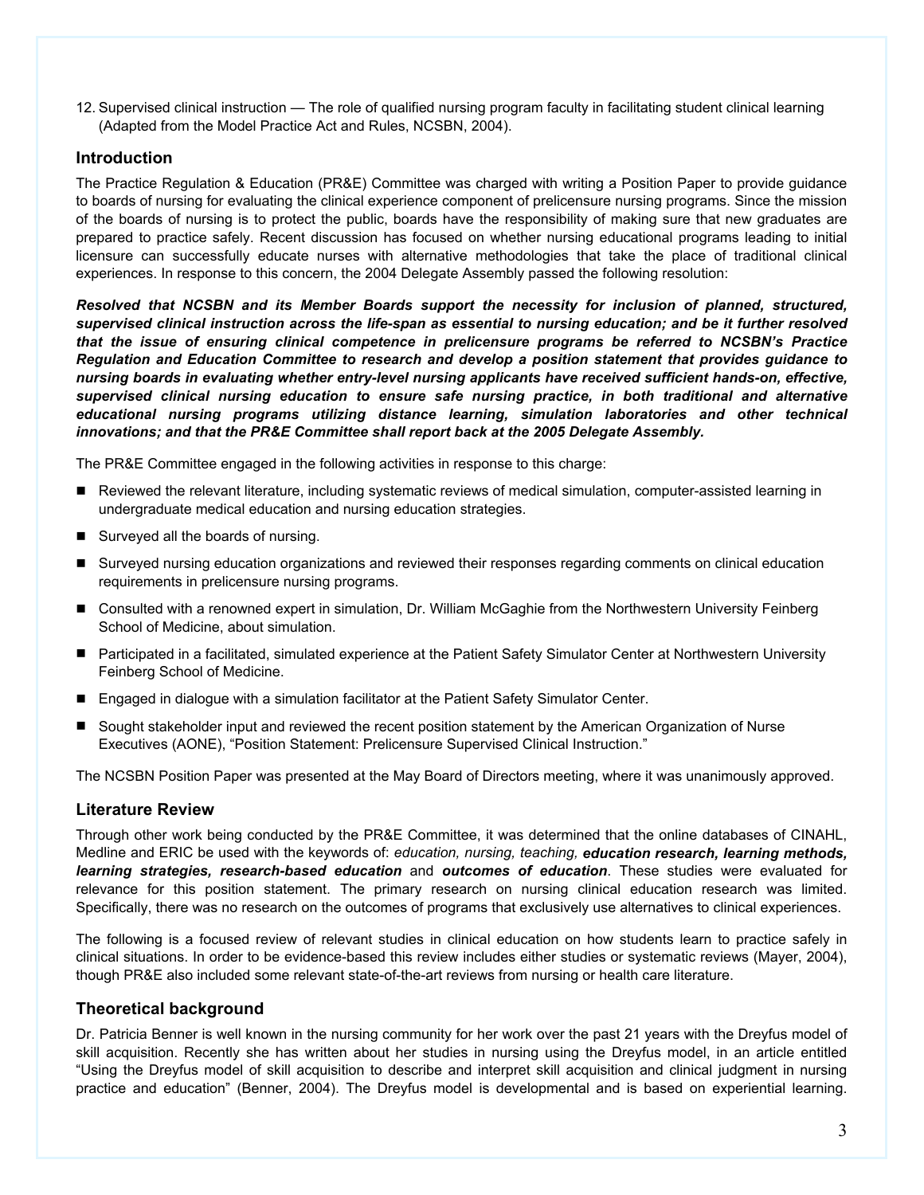12. Supervised clinical instruction — The role of qualified nursing program faculty in facilitating student clinical learning (Adapted from the Model Practice Act and Rules, NCSBN, 2004).

## Introduction

The Practice Regulation & Education (PR&E) Committee was charged with writing a Position Paper to provide guidance to boards of nursing for evaluating the clinical experience component of prelicensure nursing programs. Since the mission of the boards of nursing is to protect the public, boards have the responsibility of making sure that new graduates are prepared to practice safely. Recent discussion has focused on whether nursing educational programs leading to initial licensure can successfully educate nurses with alternative methodologies that take the place of traditional clinical experiences. In response to this concern, the 2004 Delegate Assembly passed the following resolution:

***Resolved that NCSBN and its Member Boards support the necessity for inclusion of planned, structured, supervised clinical instruction across the life-span as essential to nursing education; and be it further resolved that the issue of ensuring clinical competence in prelicensure programs be referred to NCSBN's Practice Regulation and Education Committee to research and develop a position statement that provides guidance to nursing boards in evaluating whether entry-level nursing applicants have received sufficient hands-on, effective, supervised clinical nursing education to ensure safe nursing practice, in both traditional and alternative educational nursing programs utilizing distance learning, simulation laboratories and other technical innovations; and that the PR&E Committee shall report back at the 2005 Delegate Assembly.***

The PR&E Committee engaged in the following activities in response to this charge:

- Reviewed the relevant literature, including systematic reviews of medical simulation, computer-assisted learning in undergraduate medical education and nursing education strategies.
- Surveyed all the boards of nursing.
- Surveyed nursing education organizations and reviewed their responses regarding comments on clinical education requirements in prelicensure nursing programs.
- Consulted with a renowned expert in simulation, Dr. William McGaghie from the Northwestern University Feinberg School of Medicine, about simulation.
- Participated in a facilitated, simulated experience at the Patient Safety Simulator Center at Northwestern University Feinberg School of Medicine.
- Engaged in dialogue with a simulation facilitator at the Patient Safety Simulator Center.
- Sought stakeholder input and reviewed the recent position statement by the American Organization of Nurse Executives (AONE), "Position Statement: Prelicensure Supervised Clinical Instruction."

The NCSBN Position Paper was presented at the May Board of Directors meeting, where it was unanimously approved.

## Literature Review

Through other work being conducted by the PR&E Committee, it was determined that the online databases of CINAHL, Medline and ERIC be used with the keywords of: *education, nursing, teaching,* ***education research, learning methods, learning strategies, research-based education*** and ***outcomes of education***. These studies were evaluated for relevance for this position statement. The primary research on nursing clinical education research was limited. Specifically, there was no research on the outcomes of programs that exclusively use alternatives to clinical experiences.

The following is a focused review of relevant studies in clinical education on how students learn to practice safely in clinical situations. In order to be evidence-based this review includes either studies or systematic reviews (Mayer, 2004), though PR&E also included some relevant state-of-the-art reviews from nursing or health care literature.

## Theoretical background

Dr. Patricia Benner is well known in the nursing community for her work over the past 21 years with the Dreyfus model of skill acquisition. Recently she has written about her studies in nursing using the Dreyfus model, in an article entitled "Using the Dreyfus model of skill acquisition to describe and interpret skill acquisition and clinical judgment in nursing practice and education" (Benner, 2004). The Dreyfus model is developmental and is based on experiential learning.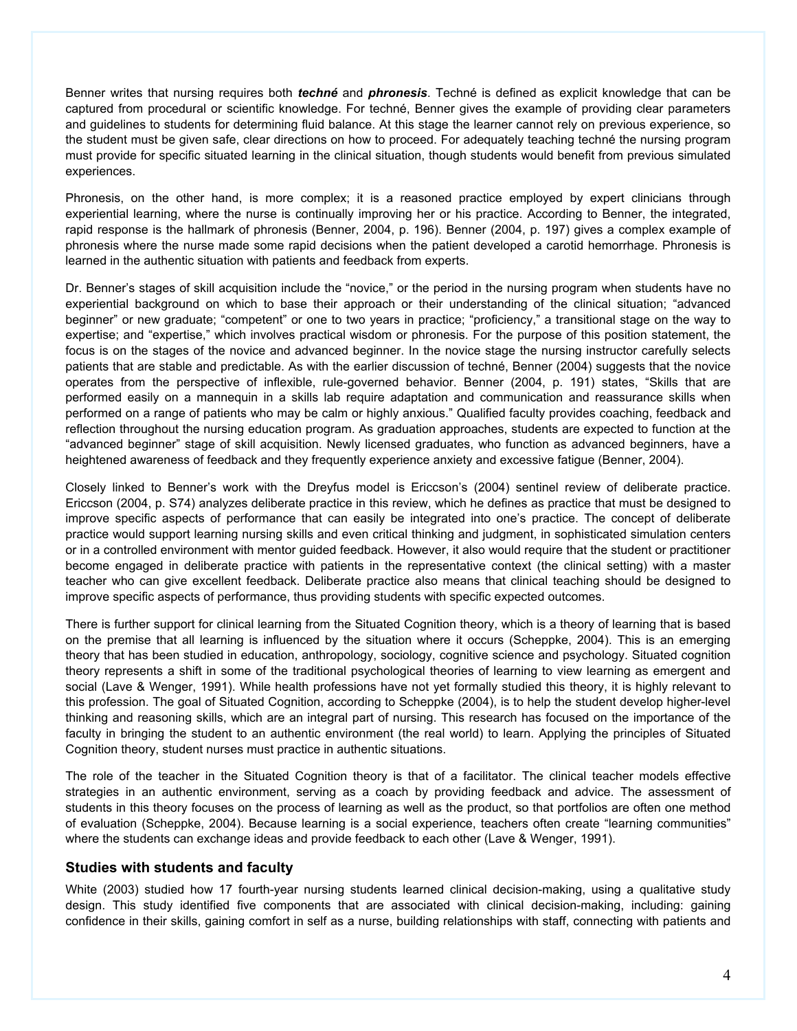Benner writes that nursing requires both ***techné*** and ***phronesis***. Techné is defined as explicit knowledge that can be captured from procedural or scientific knowledge. For techné, Benner gives the example of providing clear parameters and guidelines to students for determining fluid balance. At this stage the learner cannot rely on previous experience, so the student must be given safe, clear directions on how to proceed. For adequately teaching techné the nursing program must provide for specific situated learning in the clinical situation, though students would benefit from previous simulated experiences.

Phronesis, on the other hand, is more complex; it is a reasoned practice employed by expert clinicians through experiential learning, where the nurse is continually improving her or his practice. According to Benner, the integrated, rapid response is the hallmark of phronesis (Benner, 2004, p. 196). Benner (2004, p. 197) gives a complex example of phronesis where the nurse made some rapid decisions when the patient developed a carotid hemorrhage. Phronesis is learned in the authentic situation with patients and feedback from experts.

Dr. Benner's stages of skill acquisition include the "novice," or the period in the nursing program when students have no experiential background on which to base their approach or their understanding of the clinical situation; "advanced beginner" or new graduate; "competent" or one to two years in practice; "proficiency," a transitional stage on the way to expertise; and "expertise," which involves practical wisdom or phronesis. For the purpose of this position statement, the focus is on the stages of the novice and advanced beginner. In the novice stage the nursing instructor carefully selects patients that are stable and predictable. As with the earlier discussion of techné, Benner (2004) suggests that the novice operates from the perspective of inflexible, rule-governed behavior. Benner (2004, p. 191) states, "Skills that are performed easily on a mannequin in a skills lab require adaptation and communication and reassurance skills when performed on a range of patients who may be calm or highly anxious." Qualified faculty provides coaching, feedback and reflection throughout the nursing education program. As graduation approaches, students are expected to function at the "advanced beginner" stage of skill acquisition. Newly licensed graduates, who function as advanced beginners, have a heightened awareness of feedback and they frequently experience anxiety and excessive fatigue (Benner, 2004).

Closely linked to Benner's work with the Dreyfus model is Ericcson's (2004) sentinel review of deliberate practice. Ericcson (2004, p. S74) analyzes deliberate practice in this review, which he defines as practice that must be designed to improve specific aspects of performance that can easily be integrated into one's practice. The concept of deliberate practice would support learning nursing skills and even critical thinking and judgment, in sophisticated simulation centers or in a controlled environment with mentor guided feedback. However, it also would require that the student or practitioner become engaged in deliberate practice with patients in the representative context (the clinical setting) with a master teacher who can give excellent feedback. Deliberate practice also means that clinical teaching should be designed to improve specific aspects of performance, thus providing students with specific expected outcomes.

There is further support for clinical learning from the Situated Cognition theory, which is a theory of learning that is based on the premise that all learning is influenced by the situation where it occurs (Scheppke, 2004). This is an emerging theory that has been studied in education, anthropology, sociology, cognitive science and psychology. Situated cognition theory represents a shift in some of the traditional psychological theories of learning to view learning as emergent and social (Lave & Wenger, 1991). While health professions have not yet formally studied this theory, it is highly relevant to this profession. The goal of Situated Cognition, according to Scheppke (2004), is to help the student develop higher-level thinking and reasoning skills, which are an integral part of nursing. This research has focused on the importance of the faculty in bringing the student to an authentic environment (the real world) to learn. Applying the principles of Situated Cognition theory, student nurses must practice in authentic situations.

The role of the teacher in the Situated Cognition theory is that of a facilitator. The clinical teacher models effective strategies in an authentic environment, serving as a coach by providing feedback and advice. The assessment of students in this theory focuses on the process of learning as well as the product, so that portfolios are often one method of evaluation (Scheppke, 2004). Because learning is a social experience, teachers often create "learning communities" where the students can exchange ideas and provide feedback to each other (Lave & Wenger, 1991).

### Studies with students and faculty

White (2003) studied how 17 fourth-year nursing students learned clinical decision-making, using a qualitative study design. This study identified five components that are associated with clinical decision-making, including: gaining confidence in their skills, gaining comfort in self as a nurse, building relationships with staff, connecting with patients and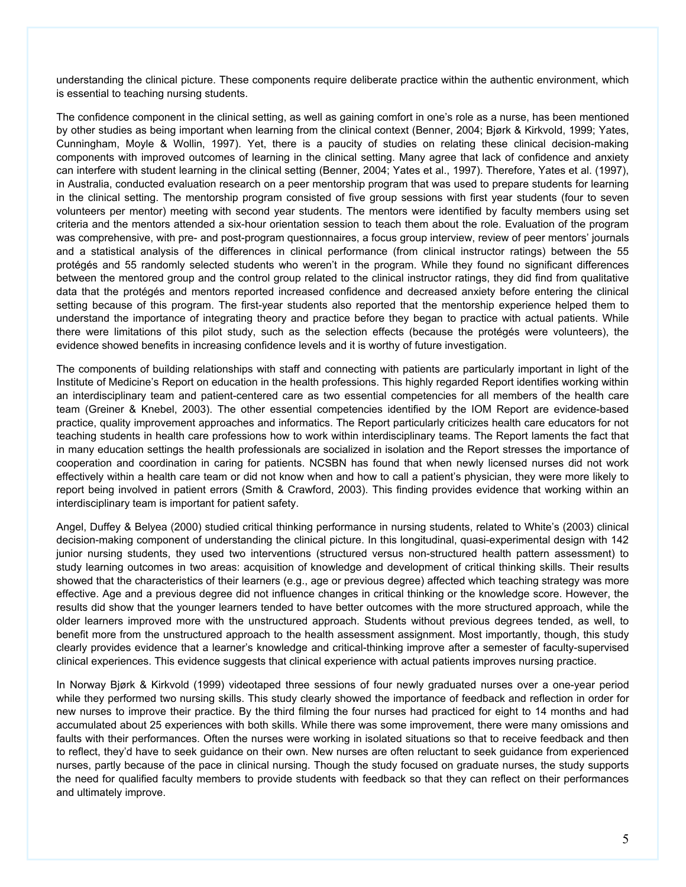understanding the clinical picture. These components require deliberate practice within the authentic environment, which is essential to teaching nursing students.

The confidence component in the clinical setting, as well as gaining comfort in one's role as a nurse, has been mentioned by other studies as being important when learning from the clinical context (Benner, 2004; Bjørk & Kirkvold, 1999; Yates, Cunningham, Moyle & Wollin, 1997). Yet, there is a paucity of studies on relating these clinical decision-making components with improved outcomes of learning in the clinical setting. Many agree that lack of confidence and anxiety can interfere with student learning in the clinical setting (Benner, 2004; Yates et al., 1997). Therefore, Yates et al. (1997), in Australia, conducted evaluation research on a peer mentorship program that was used to prepare students for learning in the clinical setting. The mentorship program consisted of five group sessions with first year students (four to seven volunteers per mentor) meeting with second year students. The mentors were identified by faculty members using set criteria and the mentors attended a six-hour orientation session to teach them about the role. Evaluation of the program was comprehensive, with pre- and post-program questionnaires, a focus group interview, review of peer mentors' journals and a statistical analysis of the differences in clinical performance (from clinical instructor ratings) between the 55 protégés and 55 randomly selected students who weren't in the program. While they found no significant differences between the mentored group and the control group related to the clinical instructor ratings, they did find from qualitative data that the protégés and mentors reported increased confidence and decreased anxiety before entering the clinical setting because of this program. The first-year students also reported that the mentorship experience helped them to understand the importance of integrating theory and practice before they began to practice with actual patients. While there were limitations of this pilot study, such as the selection effects (because the protégés were volunteers), the evidence showed benefits in increasing confidence levels and it is worthy of future investigation.

The components of building relationships with staff and connecting with patients are particularly important in light of the Institute of Medicine's Report on education in the health professions. This highly regarded Report identifies working within an interdisciplinary team and patient-centered care as two essential competencies for all members of the health care team (Greiner & Knebel, 2003). The other essential competencies identified by the IOM Report are evidence-based practice, quality improvement approaches and informatics. The Report particularly criticizes health care educators for not teaching students in health care professions how to work within interdisciplinary teams. The Report laments the fact that in many education settings the health professionals are socialized in isolation and the Report stresses the importance of cooperation and coordination in caring for patients. NCSBN has found that when newly licensed nurses did not work effectively within a health care team or did not know when and how to call a patient's physician, they were more likely to report being involved in patient errors (Smith & Crawford, 2003). This finding provides evidence that working within an interdisciplinary team is important for patient safety.

Angel, Duffey & Belyea (2000) studied critical thinking performance in nursing students, related to White's (2003) clinical decision-making component of understanding the clinical picture. In this longitudinal, quasi-experimental design with 142 junior nursing students, they used two interventions (structured versus non-structured health pattern assessment) to study learning outcomes in two areas: acquisition of knowledge and development of critical thinking skills. Their results showed that the characteristics of their learners (e.g., age or previous degree) affected which teaching strategy was more effective. Age and a previous degree did not influence changes in critical thinking or the knowledge score. However, the results did show that the younger learners tended to have better outcomes with the more structured approach, while the older learners improved more with the unstructured approach. Students without previous degrees tended, as well, to benefit more from the unstructured approach to the health assessment assignment. Most importantly, though, this study clearly provides evidence that a learner's knowledge and critical-thinking improve after a semester of faculty-supervised clinical experiences. This evidence suggests that clinical experience with actual patients improves nursing practice.

In Norway Bjørk & Kirkvold (1999) videotaped three sessions of four newly graduated nurses over a one-year period while they performed two nursing skills. This study clearly showed the importance of feedback and reflection in order for new nurses to improve their practice. By the third filming the four nurses had practiced for eight to 14 months and had accumulated about 25 experiences with both skills. While there was some improvement, there were many omissions and faults with their performances. Often the nurses were working in isolated situations so that to receive feedback and then to reflect, they'd have to seek guidance on their own. New nurses are often reluctant to seek guidance from experienced nurses, partly because of the pace in clinical nursing. Though the study focused on graduate nurses, the study supports the need for qualified faculty members to provide students with feedback so that they can reflect on their performances and ultimately improve.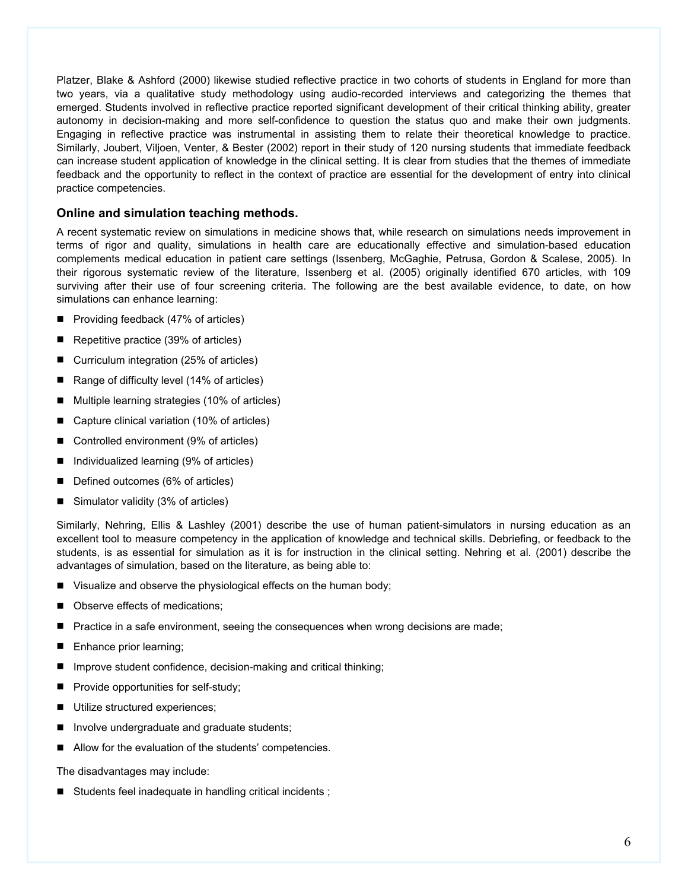Platzer, Blake & Ashford (2000) likewise studied reflective practice in two cohorts of students in England for more than two years, via a qualitative study methodology using audio-recorded interviews and categorizing the themes that emerged. Students involved in reflective practice reported significant development of their critical thinking ability, greater autonomy in decision-making and more self-confidence to question the status quo and make their own judgments. Engaging in reflective practice was instrumental in assisting them to relate their theoretical knowledge to practice. Similarly, Joubert, Viljoen, Venter, & Bester (2002) report in their study of 120 nursing students that immediate feedback can increase student application of knowledge in the clinical setting. It is clear from studies that the themes of immediate feedback and the opportunity to reflect in the context of practice are essential for the development of entry into clinical practice competencies.

### Online and simulation teaching methods.

A recent systematic review on simulations in medicine shows that, while research on simulations needs improvement in terms of rigor and quality, simulations in health care are educationally effective and simulation-based education complements medical education in patient care settings (Issenberg, McGaghie, Petrusa, Gordon & Scalese, 2005). In their rigorous systematic review of the literature, Issenberg et al. (2005) originally identified 670 articles, with 109 surviving after their use of four screening criteria. The following are the best available evidence, to date, on how simulations can enhance learning:

- Providing feedback (47% of articles)
- Repetitive practice (39% of articles)
- Curriculum integration (25% of articles)
- Range of difficulty level (14% of articles)
- Multiple learning strategies (10% of articles)
- Capture clinical variation (10% of articles)
- Controlled environment (9% of articles)
- Individualized learning (9% of articles)
- Defined outcomes (6% of articles)
- Simulator validity (3% of articles)

Similarly, Nehring, Ellis & Lashley (2001) describe the use of human patient-simulators in nursing education as an excellent tool to measure competency in the application of knowledge and technical skills. Debriefing, or feedback to the students, is as essential for simulation as it is for instruction in the clinical setting. Nehring et al. (2001) describe the advantages of simulation, based on the literature, as being able to:

- Visualize and observe the physiological effects on the human body;
- Observe effects of medications;
- Practice in a safe environment, seeing the consequences when wrong decisions are made;
- Enhance prior learning;
- Improve student confidence, decision-making and critical thinking;
- Provide opportunities for self-study;
- Utilize structured experiences;
- Involve undergraduate and graduate students;
- Allow for the evaluation of the students' competencies.

The disadvantages may include:

- Students feel inadequate in handling critical incidents ;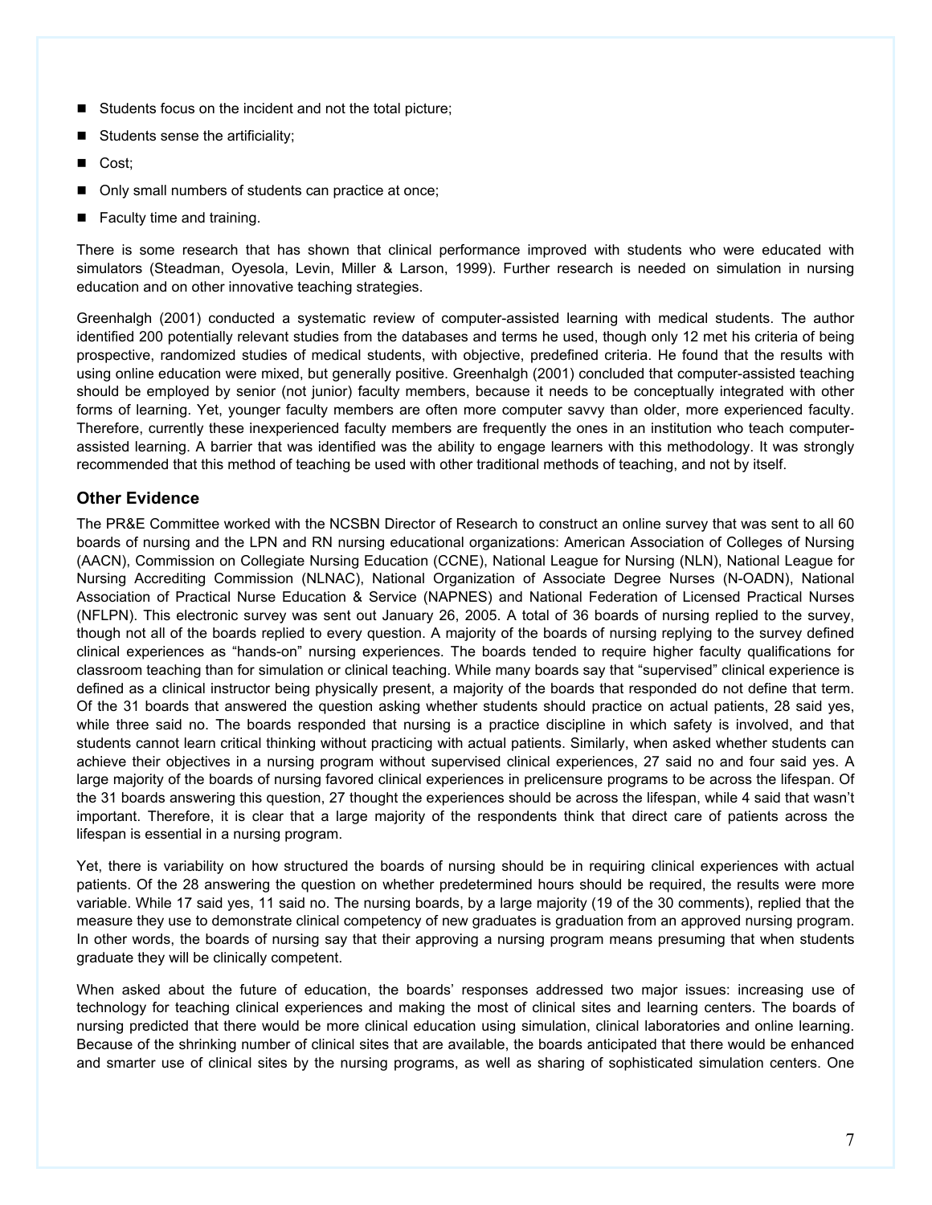- Students focus on the incident and not the total picture;
- Students sense the artificiality;
- Cost;
- Only small numbers of students can practice at once;
- Faculty time and training.

There is some research that has shown that clinical performance improved with students who were educated with simulators (Steadman, Oyesola, Levin, Miller & Larson, 1999). Further research is needed on simulation in nursing education and on other innovative teaching strategies.

Greenhalgh (2001) conducted a systematic review of computer-assisted learning with medical students. The author identified 200 potentially relevant studies from the databases and terms he used, though only 12 met his criteria of being prospective, randomized studies of medical students, with objective, predefined criteria. He found that the results with using online education were mixed, but generally positive. Greenhalgh (2001) concluded that computer-assisted teaching should be employed by senior (not junior) faculty members, because it needs to be conceptually integrated with other forms of learning. Yet, younger faculty members are often more computer savvy than older, more experienced faculty. Therefore, currently these inexperienced faculty members are frequently the ones in an institution who teach computer-assisted learning. A barrier that was identified was the ability to engage learners with this methodology. It was strongly recommended that this method of teaching be used with other traditional methods of teaching, and not by itself.

### Other Evidence

The PR&E Committee worked with the NCSBN Director of Research to construct an online survey that was sent to all 60 boards of nursing and the LPN and RN nursing educational organizations: American Association of Colleges of Nursing (AACN), Commission on Collegiate Nursing Education (CCNE), National League for Nursing (NLN), National League for Nursing Accrediting Commission (NLNAC), National Organization of Associate Degree Nurses (N-OADN), National Association of Practical Nurse Education & Service (NAPNES) and National Federation of Licensed Practical Nurses (NFLPN). This electronic survey was sent out January 26, 2005. A total of 36 boards of nursing replied to the survey, though not all of the boards replied to every question. A majority of the boards of nursing replying to the survey defined clinical experiences as "hands-on" nursing experiences. The boards tended to require higher faculty qualifications for classroom teaching than for simulation or clinical teaching. While many boards say that "supervised" clinical experience is defined as a clinical instructor being physically present, a majority of the boards that responded do not define that term. Of the 31 boards that answered the question asking whether students should practice on actual patients, 28 said yes, while three said no. The boards responded that nursing is a practice discipline in which safety is involved, and that students cannot learn critical thinking without practicing with actual patients. Similarly, when asked whether students can achieve their objectives in a nursing program without supervised clinical experiences, 27 said no and four said yes. A large majority of the boards of nursing favored clinical experiences in prelicensure programs to be across the lifespan. Of the 31 boards answering this question, 27 thought the experiences should be across the lifespan, while 4 said that wasn't important. Therefore, it is clear that a large majority of the respondents think that direct care of patients across the lifespan is essential in a nursing program.

Yet, there is variability on how structured the boards of nursing should be in requiring clinical experiences with actual patients. Of the 28 answering the question on whether predetermined hours should be required, the results were more variable. While 17 said yes, 11 said no. The nursing boards, by a large majority (19 of the 30 comments), replied that the measure they use to demonstrate clinical competency of new graduates is graduation from an approved nursing program. In other words, the boards of nursing say that their approving a nursing program means presuming that when students graduate they will be clinically competent.

When asked about the future of education, the boards' responses addressed two major issues: increasing use of technology for teaching clinical experiences and making the most of clinical sites and learning centers. The boards of nursing predicted that there would be more clinical education using simulation, clinical laboratories and online learning. Because of the shrinking number of clinical sites that are available, the boards anticipated that there would be enhanced and smarter use of clinical sites by the nursing programs, as well as sharing of sophisticated simulation centers. One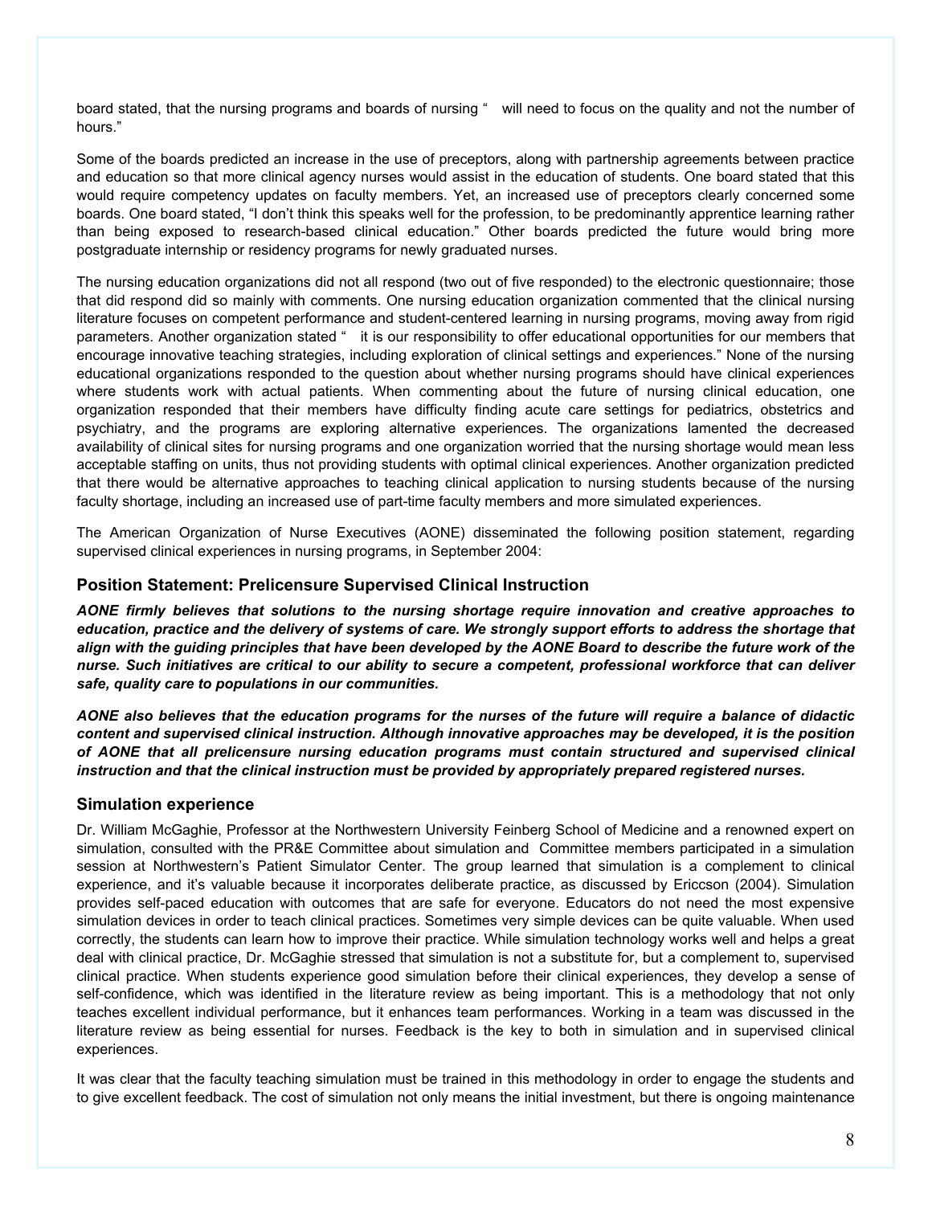board stated, that the nursing programs and boards of nursing " will need to focus on the quality and not the number of hours."

Some of the boards predicted an increase in the use of preceptors, along with partnership agreements between practice and education so that more clinical agency nurses would assist in the education of students. One board stated that this would require competency updates on faculty members. Yet, an increased use of preceptors clearly concerned some boards. One board stated, "I don't think this speaks well for the profession, to be predominantly apprentice learning rather than being exposed to research-based clinical education." Other boards predicted the future would bring more postgraduate internship or residency programs for newly graduated nurses.

The nursing education organizations did not all respond (two out of five responded) to the electronic questionnaire; those that did respond did so mainly with comments. One nursing education organization commented that the clinical nursing literature focuses on competent performance and student-centered learning in nursing programs, moving away from rigid parameters. Another organization stated " it is our responsibility to offer educational opportunities for our members that encourage innovative teaching strategies, including exploration of clinical settings and experiences." None of the nursing educational organizations responded to the question about whether nursing programs should have clinical experiences where students work with actual patients. When commenting about the future of nursing clinical education, one organization responded that their members have difficulty finding acute care settings for pediatrics, obstetrics and psychiatry, and the programs are exploring alternative experiences. The organizations lamented the decreased availability of clinical sites for nursing programs and one organization worried that the nursing shortage would mean less acceptable staffing on units, thus not providing students with optimal clinical experiences. Another organization predicted that there would be alternative approaches to teaching clinical application to nursing students because of the nursing faculty shortage, including an increased use of part-time faculty members and more simulated experiences.

The American Organization of Nurse Executives (AONE) disseminated the following position statement, regarding supervised clinical experiences in nursing programs, in September 2004:

### Position Statement: Prelicensure Supervised Clinical Instruction

***AONE firmly believes that solutions to the nursing shortage require innovation and creative approaches to education, practice and the delivery of systems of care. We strongly support efforts to address the shortage that align with the guiding principles that have been developed by the AONE Board to describe the future work of the nurse. Such initiatives are critical to our ability to secure a competent, professional workforce that can deliver safe, quality care to populations in our communities.***

***AONE also believes that the education programs for the nurses of the future will require a balance of didactic content and supervised clinical instruction. Although innovative approaches may be developed, it is the position of AONE that all prelicensure nursing education programs must contain structured and supervised clinical instruction and that the clinical instruction must be provided by appropriately prepared registered nurses.***

### Simulation experience

Dr. William McGaghie, Professor at the Northwestern University Feinberg School of Medicine and a renowned expert on simulation, consulted with the PR&E Committee about simulation and Committee members participated in a simulation session at Northwestern's Patient Simulator Center. The group learned that simulation is a complement to clinical experience, and it's valuable because it incorporates deliberate practice, as discussed by Ericcson (2004). Simulation provides self-paced education with outcomes that are safe for everyone. Educators do not need the most expensive simulation devices in order to teach clinical practices. Sometimes very simple devices can be quite valuable. When used correctly, the students can learn how to improve their practice. While simulation technology works well and helps a great deal with clinical practice, Dr. McGaghie stressed that simulation is not a substitute for, but a complement to, supervised clinical practice. When students experience good simulation before their clinical experiences, they develop a sense of self-confidence, which was identified in the literature review as being important. This is a methodology that not only teaches excellent individual performance, but it enhances team performances. Working in a team was discussed in the literature review as being essential for nurses. Feedback is the key to both in simulation and in supervised clinical experiences.

It was clear that the faculty teaching simulation must be trained in this methodology in order to engage the students and to give excellent feedback. The cost of simulation not only means the initial investment, but there is ongoing maintenance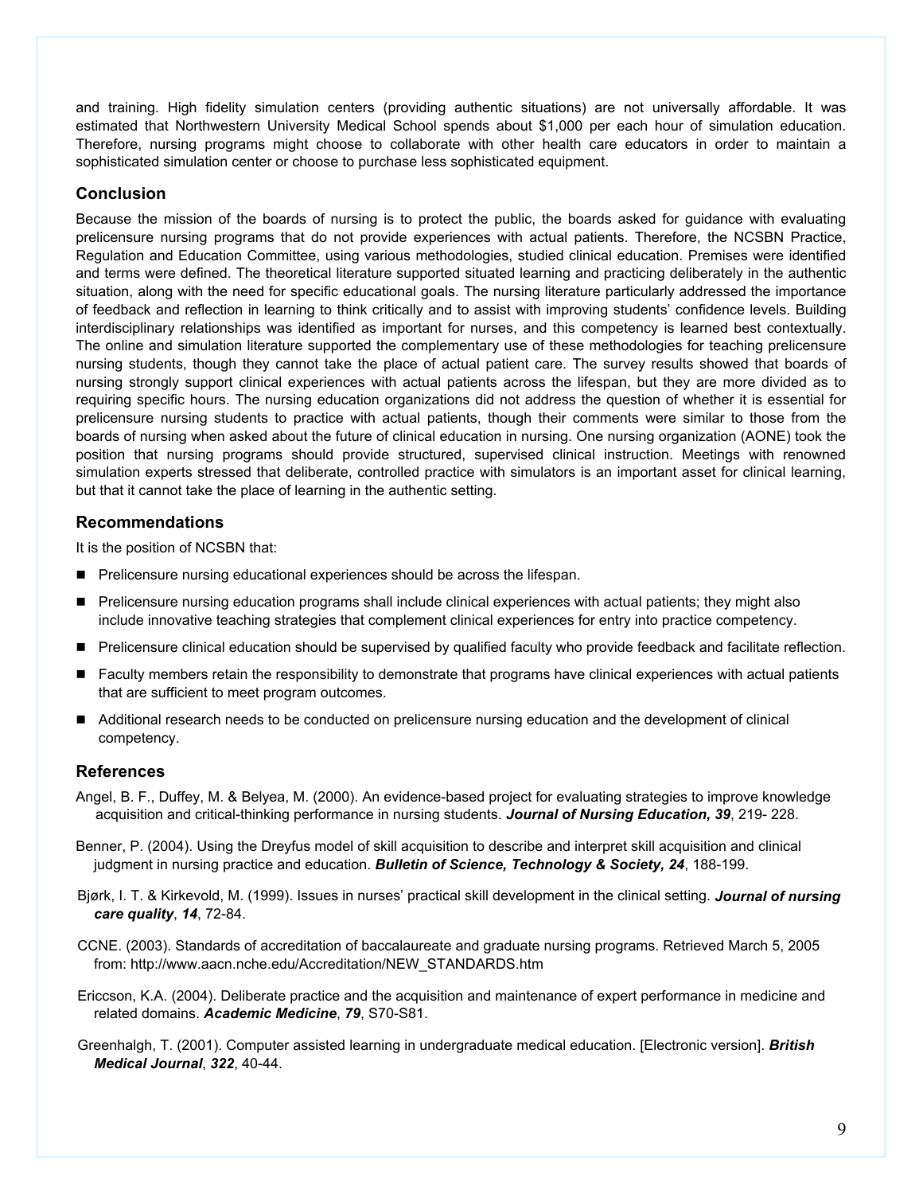and training. High fidelity simulation centers (providing authentic situations) are not universally affordable. It was estimated that Northwestern University Medical School spends about $1,000 per each hour of simulation education. Therefore, nursing programs might choose to collaborate with other health care educators in order to maintain a sophisticated simulation center or choose to purchase less sophisticated equipment.

## Conclusion

Because the mission of the boards of nursing is to protect the public, the boards asked for guidance with evaluating prelicensure nursing programs that do not provide experiences with actual patients. Therefore, the NCSBN Practice, Regulation and Education Committee, using various methodologies, studied clinical education. Premises were identified and terms were defined. The theoretical literature supported situated learning and practicing deliberately in the authentic situation, along with the need for specific educational goals. The nursing literature particularly addressed the importance of feedback and reflection in learning to think critically and to assist with improving students' confidence levels. Building interdisciplinary relationships was identified as important for nurses, and this competency is learned best contextually. The online and simulation literature supported the complementary use of these methodologies for teaching prelicensure nursing students, though they cannot take the place of actual patient care. The survey results showed that boards of nursing strongly support clinical experiences with actual patients across the lifespan, but they are more divided as to requiring specific hours. The nursing education organizations did not address the question of whether it is essential for prelicensure nursing students to practice with actual patients, though their comments were similar to those from the boards of nursing when asked about the future of clinical education in nursing. One nursing organization (AONE) took the position that nursing programs should provide structured, supervised clinical instruction. Meetings with renowned simulation experts stressed that deliberate, controlled practice with simulators is an important asset for clinical learning, but that it cannot take the place of learning in the authentic setting.

## Recommendations

It is the position of NCSBN that:

- Prelicensure nursing educational experiences should be across the lifespan.
- Prelicensure nursing education programs shall include clinical experiences with actual patients; they might also include innovative teaching strategies that complement clinical experiences for entry into practice competency.
- Prelicensure clinical education should be supervised by qualified faculty who provide feedback and facilitate reflection.
- Faculty members retain the responsibility to demonstrate that programs have clinical experiences with actual patients that are sufficient to meet program outcomes.
- Additional research needs to be conducted on prelicensure nursing education and the development of clinical competency.

## References

Angel, B. F., Duffey, M. & Belyea, M. (2000). An evidence-based project for evaluating strategies to improve knowledge acquisition and critical-thinking performance in nursing students. ***Journal of Nursing Education, 39***, 219- 228.

Benner, P. (2004). Using the Dreyfus model of skill acquisition to describe and interpret skill acquisition and clinical judgment in nursing practice and education. ***Bulletin of Science, Technology & Society, 24***, 188-199.

Bjørk, I. T. & Kirkevold, M. (1999). Issues in nurses' practical skill development in the clinical setting. ***Journal of nursing care quality***, ***14***, 72-84.

CCNE. (2003). Standards of accreditation of baccalaureate and graduate nursing programs. Retrieved March 5, 2005 from: http://www.aacn.nche.edu/Accreditation/NEW_STANDARDS.htm

Ericcson, K.A. (2004). Deliberate practice and the acquisition and maintenance of expert performance in medicine and related domains. ***Academic Medicine***, ***79***, S70-S81.

Greenhalgh, T. (2001). Computer assisted learning in undergraduate medical education. [Electronic version]. ***British Medical Journal***, ***322***, 40-44.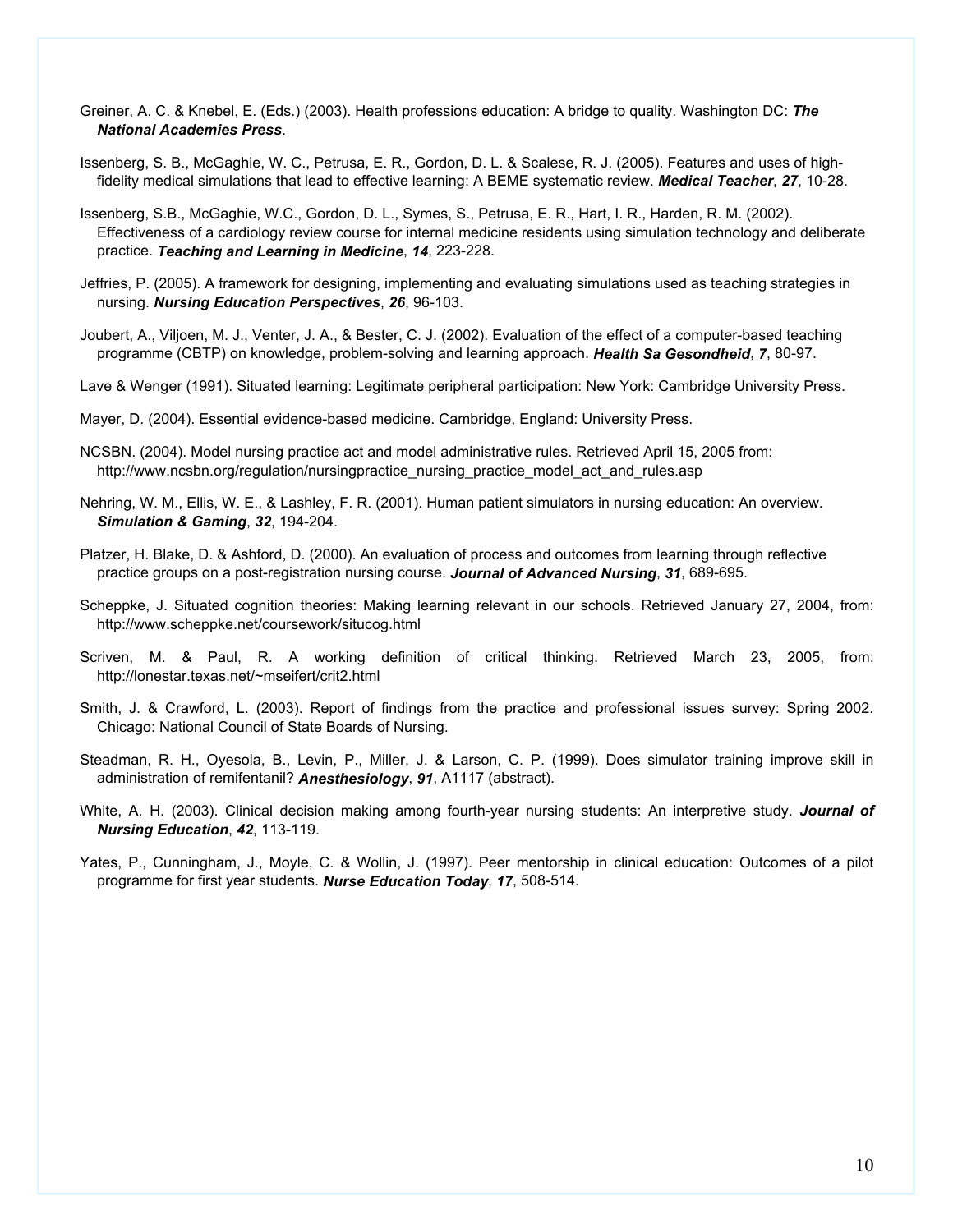Greiner, A. C. & Knebel, E. (Eds.) (2003). Health professions education: A bridge to quality. Washington DC: ***The National Academies Press***.

Issenberg, S. B., McGaghie, W. C., Petrusa, E. R., Gordon, D. L. & Scalese, R. J. (2005). Features and uses of high-fidelity medical simulations that lead to effective learning: A BEME systematic review. ***Medical Teacher***, ***27***, 10-28.

Issenberg, S.B., McGaghie, W.C., Gordon, D. L., Symes, S., Petrusa, E. R., Hart, I. R., Harden, R. M. (2002). Effectiveness of a cardiology review course for internal medicine residents using simulation technology and deliberate practice. ***Teaching and Learning in Medicine***, ***14***, 223-228.

Jeffries, P. (2005). A framework for designing, implementing and evaluating simulations used as teaching strategies in nursing. ***Nursing Education Perspectives***, ***26***, 96-103.

Joubert, A., Viljoen, M. J., Venter, J. A., & Bester, C. J. (2002). Evaluation of the effect of a computer-based teaching programme (CBTP) on knowledge, problem-solving and learning approach. ***Health Sa Gesondheid***, ***7***, 80-97.

Lave & Wenger (1991). Situated learning: Legitimate peripheral participation: New York: Cambridge University Press.

Mayer, D. (2004). Essential evidence-based medicine. Cambridge, England: University Press.

NCSBN. (2004). Model nursing practice act and model administrative rules. Retrieved April 15, 2005 from: http://www.ncsbn.org/regulation/nursingpractice_nursing_practice_model_act_and_rules.asp

Nehring, W. M., Ellis, W. E., & Lashley, F. R. (2001). Human patient simulators in nursing education: An overview. ***Simulation & Gaming***, ***32***, 194-204.

Platzer, H. Blake, D. & Ashford, D. (2000). An evaluation of process and outcomes from learning through reflective practice groups on a post-registration nursing course. ***Journal of Advanced Nursing***, ***31***, 689-695.

Scheppke, J. Situated cognition theories: Making learning relevant in our schools. Retrieved January 27, 2004, from: http://www.scheppke.net/coursework/situcog.html

Scriven, M. & Paul, R. A working definition of critical thinking. Retrieved March 23, 2005, from: http://lonestar.texas.net/~mseifert/crit2.html

Smith, J. & Crawford, L. (2003). Report of findings from the practice and professional issues survey: Spring 2002. Chicago: National Council of State Boards of Nursing.

Steadman, R. H., Oyesola, B., Levin, P., Miller, J. & Larson, C. P. (1999). Does simulator training improve skill in administration of remifentanil? ***Anesthesiology***, ***91***, A1117 (abstract).

White, A. H. (2003). Clinical decision making among fourth-year nursing students: An interpretive study. ***Journal of Nursing Education***, ***42***, 113-119.

Yates, P., Cunningham, J., Moyle, C. & Wollin, J. (1997). Peer mentorship in clinical education: Outcomes of a pilot programme for first year students. ***Nurse Education Today***, ***17***, 508-514.